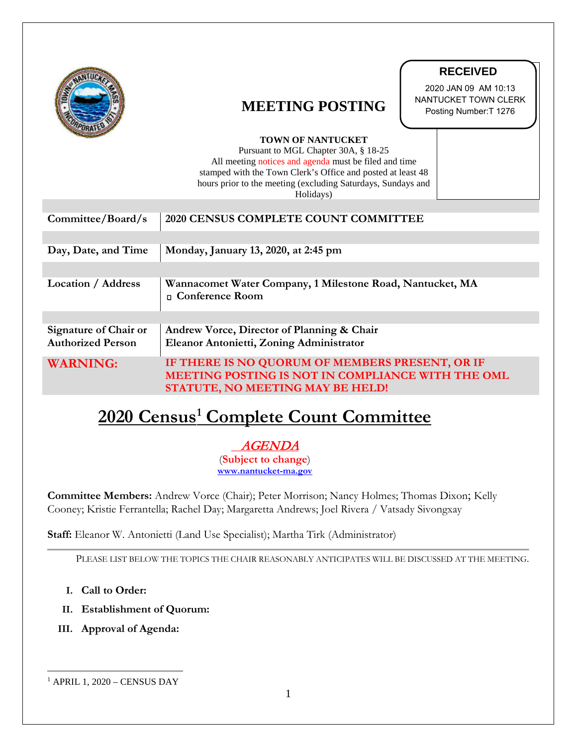**RECEIVED**
2020 JAN 09 AM 10:13
NANTUCKET TOWN CLERK
Posting Number:T 1276

# MEETING POSTING

**TOWN OF NANTUCKET**
Pursuant to MGL Chapter 30A, § 18-25
All meeting notices and agenda must be filed and time stamped with the Town Clerk's Office and posted at least 48 hours prior to the meeting (excluding Saturdays, Sundays and Holidays)

| | |
|---|---|
| **Committee/Board/s** | **2020 CENSUS COMPLETE COUNT COMMITTEE** |
| **Day, Date, and Time** | **Monday, January 13, 2020, at 2:45 pm** |
| **Location / Address** | **Wannacomet Water Company, 1 Milestone Road, Nantucket, MA**<br>▫ **Conference Room** |
| **Signature of Chair or Authorized Person** | **Andrew Vorce, Director of Planning & Chair**<br>**Eleanor Antonietti, Zoning Administrator** |
| **WARNING:** | **IF THERE IS NO QUORUM OF MEMBERS PRESENT, OR IF MEETING POSTING IS NOT IN COMPLIANCE WITH THE OML STATUTE, NO MEETING MAY BE HELD!** |

# 2020 Census[1] Complete Count Committee

***AGENDA***
(**Subject to change**)
www.nantucket-ma.gov

**Committee Members:** Andrew Vorce (Chair); Peter Morrison; Nancy Holmes; Thomas Dixon; Kelly Cooney; Kristie Ferrantella; Rachel Day; Margaretta Andrews; Joel Rivera / Vatsady Sivongxay

**Staff:** Eleanor W. Antonietti (Land Use Specialist); Martha Tirk (Administrator)

---

PLEASE LIST BELOW THE TOPICS THE CHAIR REASONABLY ANTICIPATES WILL BE DISCUSSED AT THE MEETING.

I. **Call to Order:**
II. **Establishment of Quorum:**
III. **Approval of Agenda:**

---

[1] APRIL 1, 2020 – CENSUS DAY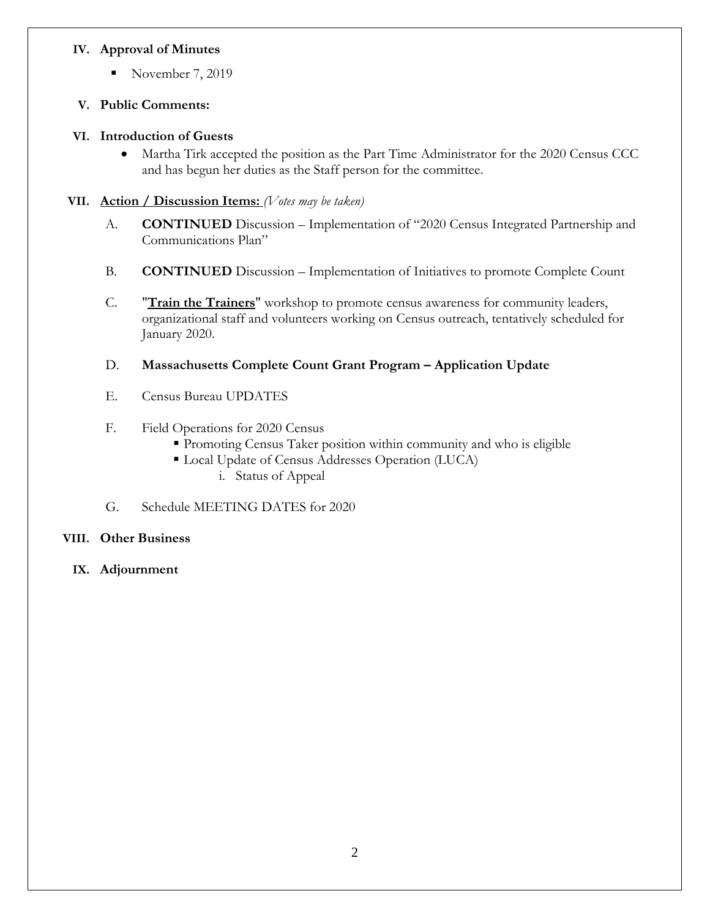**IV. Approval of Minutes**

- November 7, 2019

**V. Public Comments:**

**VI. Introduction of Guests**

- Martha Tirk accepted the position as the Part Time Administrator for the 2020 Census CCC and has begun her duties as the Staff person for the committee.

**VII. Action / Discussion Items:** *(Votes may be taken)*

A. **CONTINUED** Discussion – Implementation of "2020 Census Integrated Partnership and Communications Plan"

B. **CONTINUED** Discussion – Implementation of Initiatives to promote Complete Count

C. "**Train the Trainers**" workshop to promote census awareness for community leaders, organizational staff and volunteers working on Census outreach, tentatively scheduled for January 2020.

D. **Massachusetts Complete Count Grant Program – Application Update**

E. Census Bureau UPDATES

F. Field Operations for 2020 Census
   - Promoting Census Taker position within community and who is eligible
   - Local Update of Census Addresses Operation (LUCA)
     - i. Status of Appeal

G. Schedule MEETING DATES for 2020

**VIII. Other Business**

**IX. Adjournment**